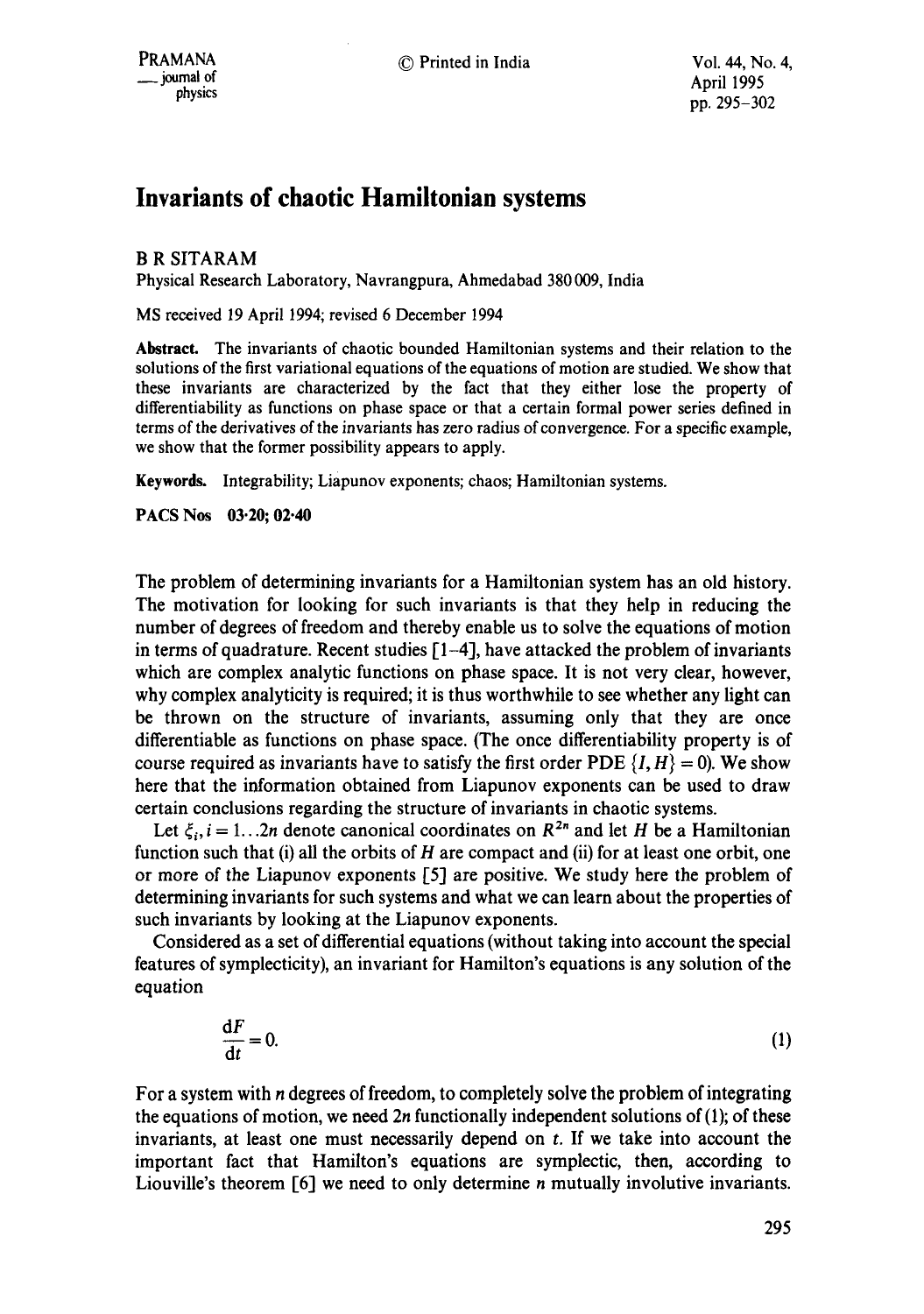# Invariants of chaotic Hamiltonian systems

B R SITARAM

Physical Research Laboratory, Navrangpura, Ahmedabad 380 009, India

MS received 19 April 1994; revised 6 December 1994

**Abstract.** The invariants of chaotic bounded Hamiltonian systems and their relation to the solutions of the first variational equations of the equations of motion are studied. We show that these invariants are characterized by the fact that they either lose the property of differentiability as functions on phase space or that a certain formal power series defined in terms of the derivatives of the invariants has zero radius of convergence. For a specific example, we show that the former possibility appears to apply.

**Keywords.** Integrability; Liapunov exponents; chaos; Hamiltonian systems.

**PACS Nos** 03·20; 02·40

The problem of determining invariants for a Hamiltonian system has an old history. The motivation for looking for such invariants is that they help in reducing the number of degrees of freedom and thereby enable us to solve the equations of motion in terms of quadrature. Recent studies [1–4], have attacked the problem of invariants which are complex analytic functions on phase space. It is not very clear, however, why complex analyticity is required; it is thus worthwhile to see whether any light can be thrown on the structure of invariants, assuming only that they are once differentiable as functions on phase space. (The once differentiability property is of course required as invariants have to satisfy the first order PDE $\{I, H\} = 0$). We show here that the information obtained from Liapunov exponents can be used to draw certain conclusions regarding the structure of invariants in chaotic systems.

Let $\xi_i, i = 1 \ldots 2n$ denote canonical coordinates on $R^{2n}$ and let $H$ be a Hamiltonian function such that (i) all the orbits of $H$ are compact and (ii) for at least one orbit, one or more of the Liapunov exponents [5] are positive. We study here the problem of determining invariants for such systems and what we can learn about the properties of such invariants by looking at the Liapunov exponents.

Considered as a set of differential equations (without taking into account the special features of symplecticity), an invariant for Hamilton's equations is any solution of the equation

$$\frac{\mathrm{d}F}{\mathrm{d}t} = 0. \tag{1}$$

For a system with $n$ degrees of freedom, to completely solve the problem of integrating the equations of motion, we need $2n$ functionally independent solutions of (1); of these invariants, at least one must necessarily depend on $t$. If we take into account the important fact that Hamilton's equations are symplectic, then, according to Liouville's theorem [6] we need to only determine $n$ mutually involutive invariants.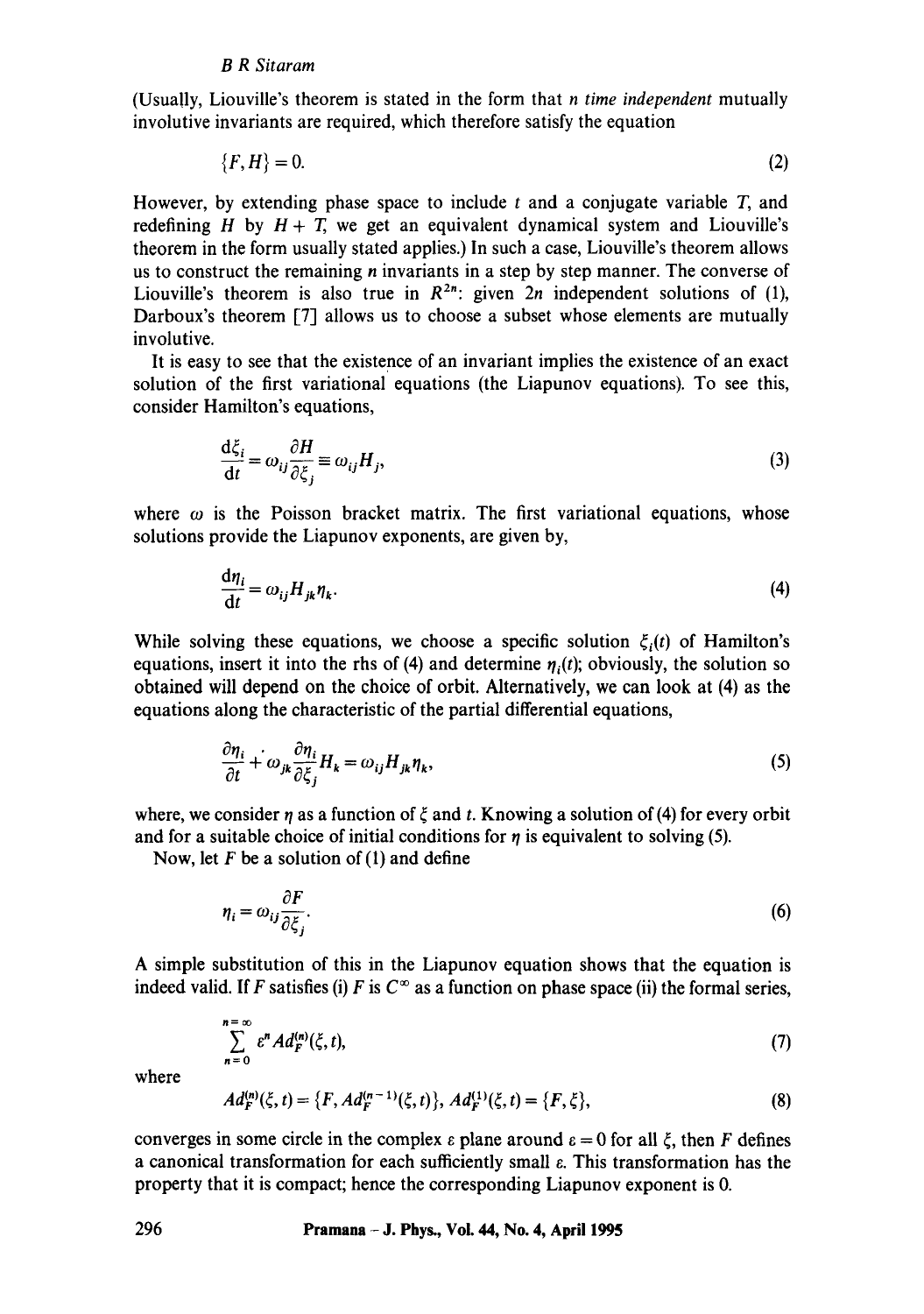(Usually, Liouville's theorem is stated in the form that $n$ *time independent* mutually involutive invariants are required, which therefore satisfy the equation

$$\{F, H\} = 0. \tag{2}$$

However, by extending phase space to include $t$ and a conjugate variable $T$, and redefining $H$ by $H + T$, we get an equivalent dynamical system and Liouville's theorem in the form usually stated applies.) In such a case, Liouville's theorem allows us to construct the remaining $n$ invariants in a step by step manner. The converse of Liouville's theorem is also true in $R^{2n}$: given $2n$ independent solutions of (1), Darboux's theorem [7] allows us to choose a subset whose elements are mutually involutive.

It is easy to see that the existence of an invariant implies the existence of an exact solution of the first variational equations (the Liapunov equations). To see this, consider Hamilton's equations,

$$\frac{d\xi_i}{dt} = \omega_{ij}\frac{\partial H}{\partial \xi_j} \equiv \omega_{ij} H_j, \tag{3}$$

where $\omega$ is the Poisson bracket matrix. The first variational equations, whose solutions provide the Liapunov exponents, are given by,

$$\frac{d\eta_i}{dt} = \omega_{ij} H_{jk} \eta_k. \tag{4}$$

While solving these equations, we choose a specific solution $\xi_i(t)$ of Hamilton's equations, insert it into the rhs of (4) and determine $\eta_i(t)$; obviously, the solution so obtained will depend on the choice of orbit. Alternatively, we can look at (4) as the equations along the characteristic of the partial differential equations,

$$\frac{\partial \eta_i}{\partial t} + \omega_{jk}\frac{\partial \eta_i}{\partial \xi_j} H_k = \omega_{ij} H_{jk} \eta_k, \tag{5}$$

where, we consider $\eta$ as a function of $\xi$ and $t$. Knowing a solution of (4) for every orbit and for a suitable choice of initial conditions for $\eta$ is equivalent to solving (5).

Now, let $F$ be a solution of (1) and define

$$\eta_i = \omega_{ij}\frac{\partial F}{\partial \xi_j}. \tag{6}$$

A simple substitution of this in the Liapunov equation shows that the equation is indeed valid. If $F$ satisfies (i) $F$ is $C^\infty$ as a function on phase space (ii) the formal series,

$$\sum_{n=0}^{n=\infty} \varepsilon^n Ad_F^{(n)}(\xi, t), \tag{7}$$

where

$$Ad_F^{(n)}(\xi, t) = \{F, Ad_F^{(n-1)}(\xi, t)\}, \; Ad_F^{(1)}(\xi, t) = \{F, \xi\}, \tag{8}$$

converges in some circle in the complex $\varepsilon$ plane around $\varepsilon = 0$ for all $\xi$, then $F$ defines a canonical transformation for each sufficiently small $\varepsilon$. This transformation has the property that it is compact; hence the corresponding Liapunov exponent is 0.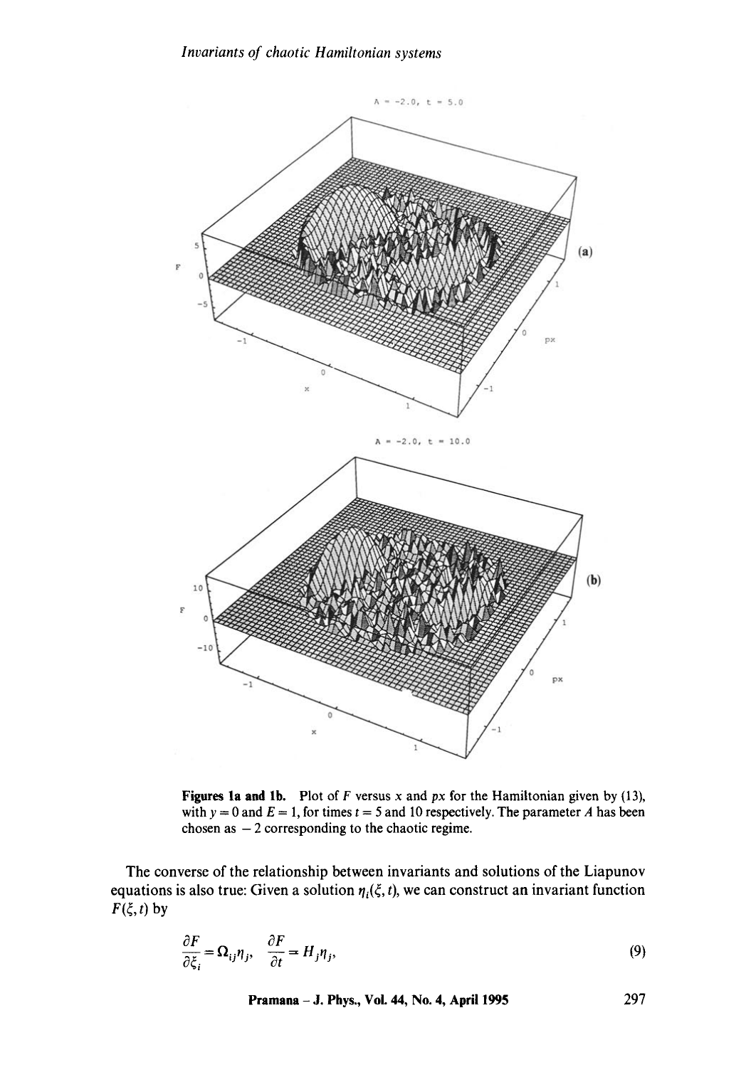**Figures 1a and 1b.** Plot of $F$ versus $x$ and $px$ for the Hamiltonian given by (13), with $y = 0$ and $E = 1$, for times $t = 5$ and 10 respectively. The parameter $A$ has been chosen as $-2$ corresponding to the chaotic regime.

The converse of the relationship between invariants and solutions of the Liapunov equations is also true: Given a solution $\eta_i(\xi, t)$, we can construct an invariant function $F(\xi, t)$ by

$$\frac{\partial F}{\partial \xi_i} = \Omega_{ij}\eta_j, \quad \frac{\partial F}{\partial t} = H_j \eta_j, \tag{9}$$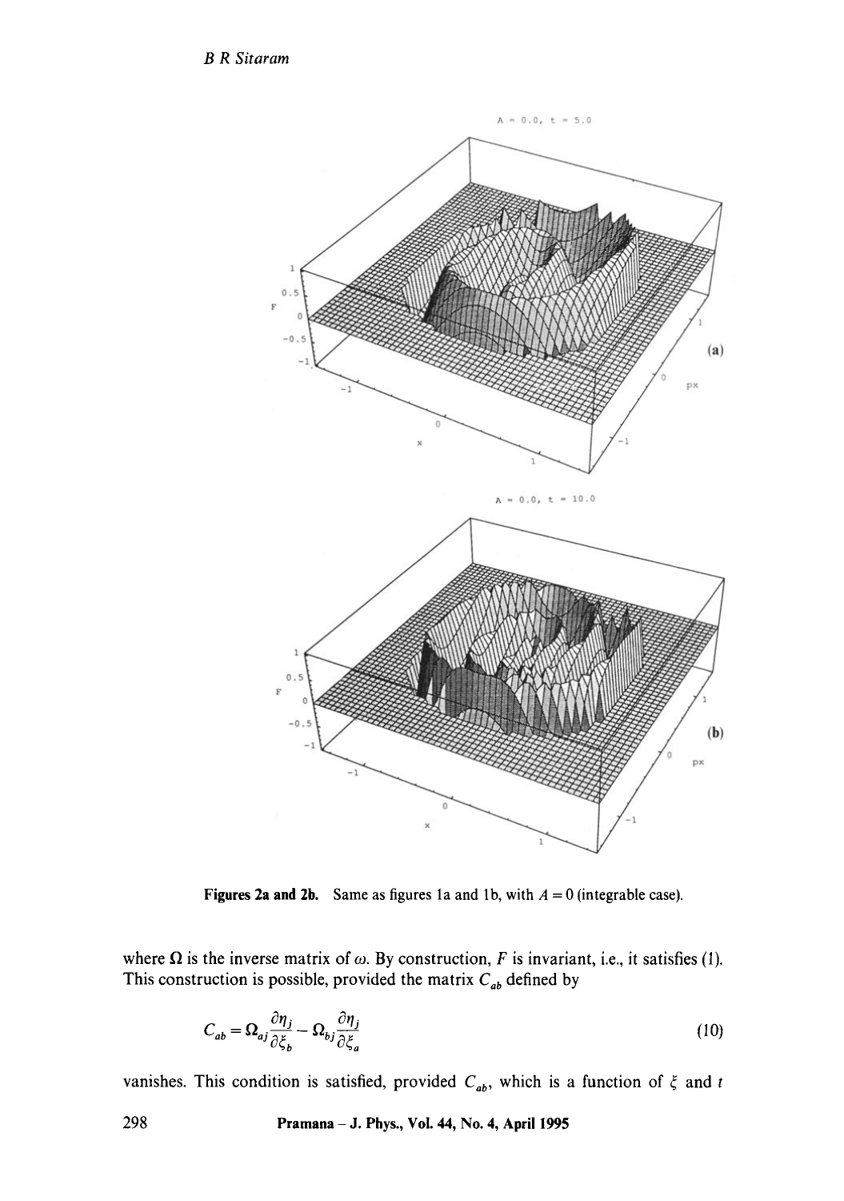**Figures 2a and 2b.** Same as figures 1a and 1b, with $A = 0$ (integrable case).

where $\Omega$ is the inverse matrix of $\omega$. By construction, $F$ is invariant, i.e., it satisfies (1). This construction is possible, provided the matrix $C_{ab}$ defined by

$$C_{ab} = \Omega_{aj} \frac{\partial \eta_j}{\partial \xi_b} - \Omega_{bj} \frac{\partial \eta_j}{\partial \xi_a} \tag{10}$$

vanishes. This condition is satisfied, provided $C_{ab}$, which is a function of $\xi$ and $t$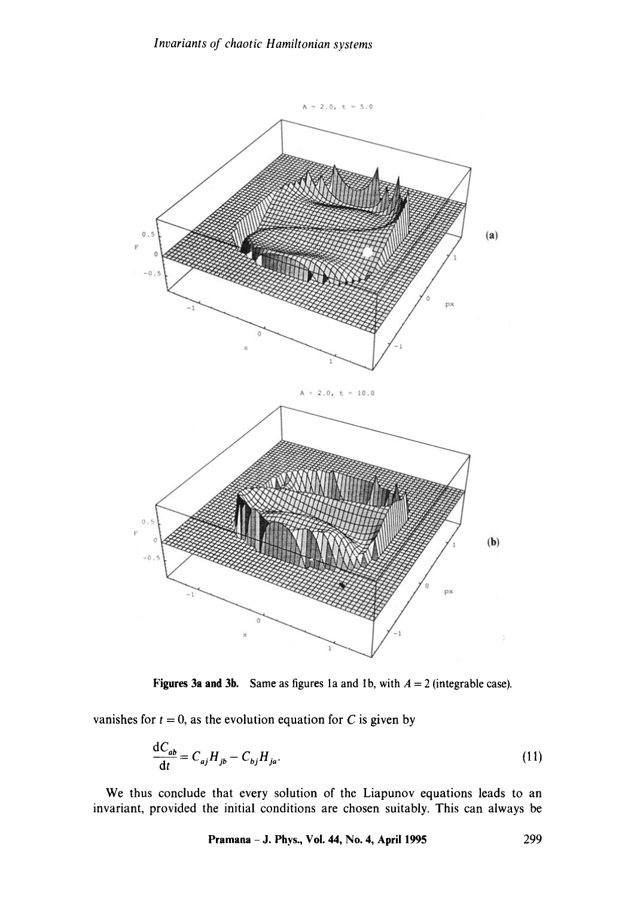**Figures 3a and 3b.** Same as figures 1a and 1b, with $A = 2$ (integrable case).

vanishes for $t = 0$, as the evolution equation for $C$ is given by

$$\frac{\mathrm{d}C_{ab}}{\mathrm{d}t} = C_{aj}H_{jb} - C_{bj}H_{ja}. \tag{11}$$

We thus conclude that every solution of the Liapunov equations leads to an invariant, provided the initial conditions are chosen suitably. This can always be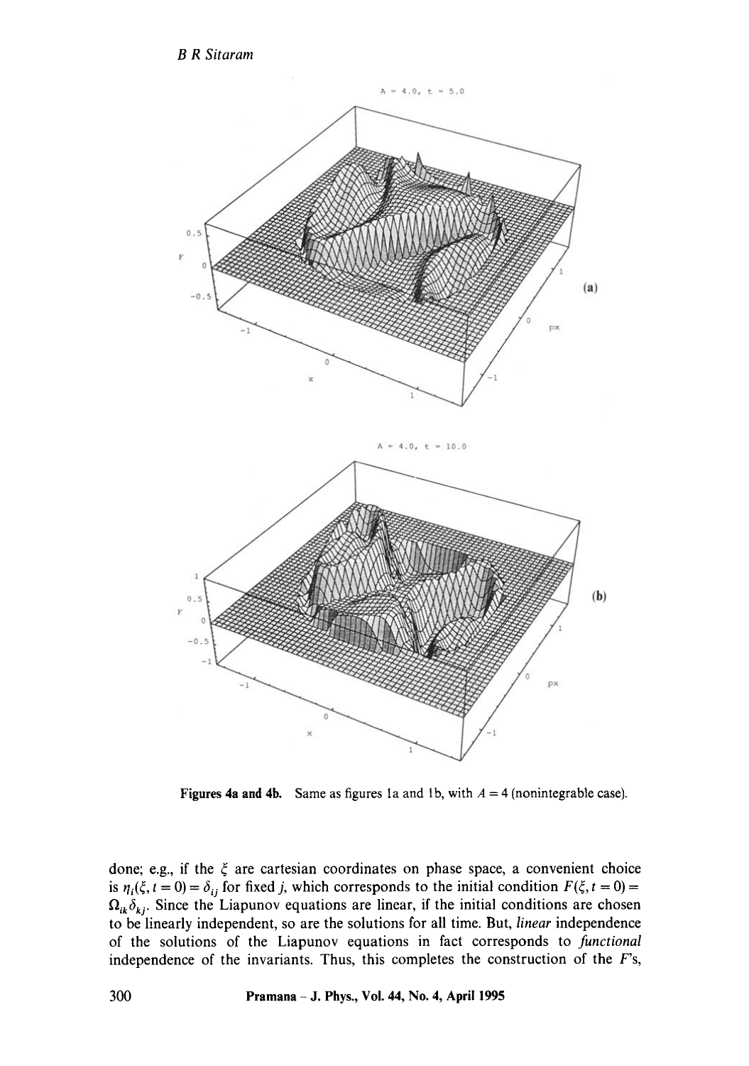**Figures 4a and 4b.** Same as figures 1a and 1b, with $A = 4$ (nonintegrable case).

done; e.g., if the $\xi$ are cartesian coordinates on phase space, a convenient choice is $\eta_i(\xi, t = 0) = \delta_{ij}$ for fixed $j$, which corresponds to the initial condition $F(\xi, t = 0) = \Omega_{ik}\delta_{kj}$. Since the Liapunov equations are linear, if the initial conditions are chosen to be linearly independent, so are the solutions for all time. But, *linear* independence of the solutions of the Liapunov equations in fact corresponds to *functional* independence of the invariants. Thus, this completes the construction of the $F$'s,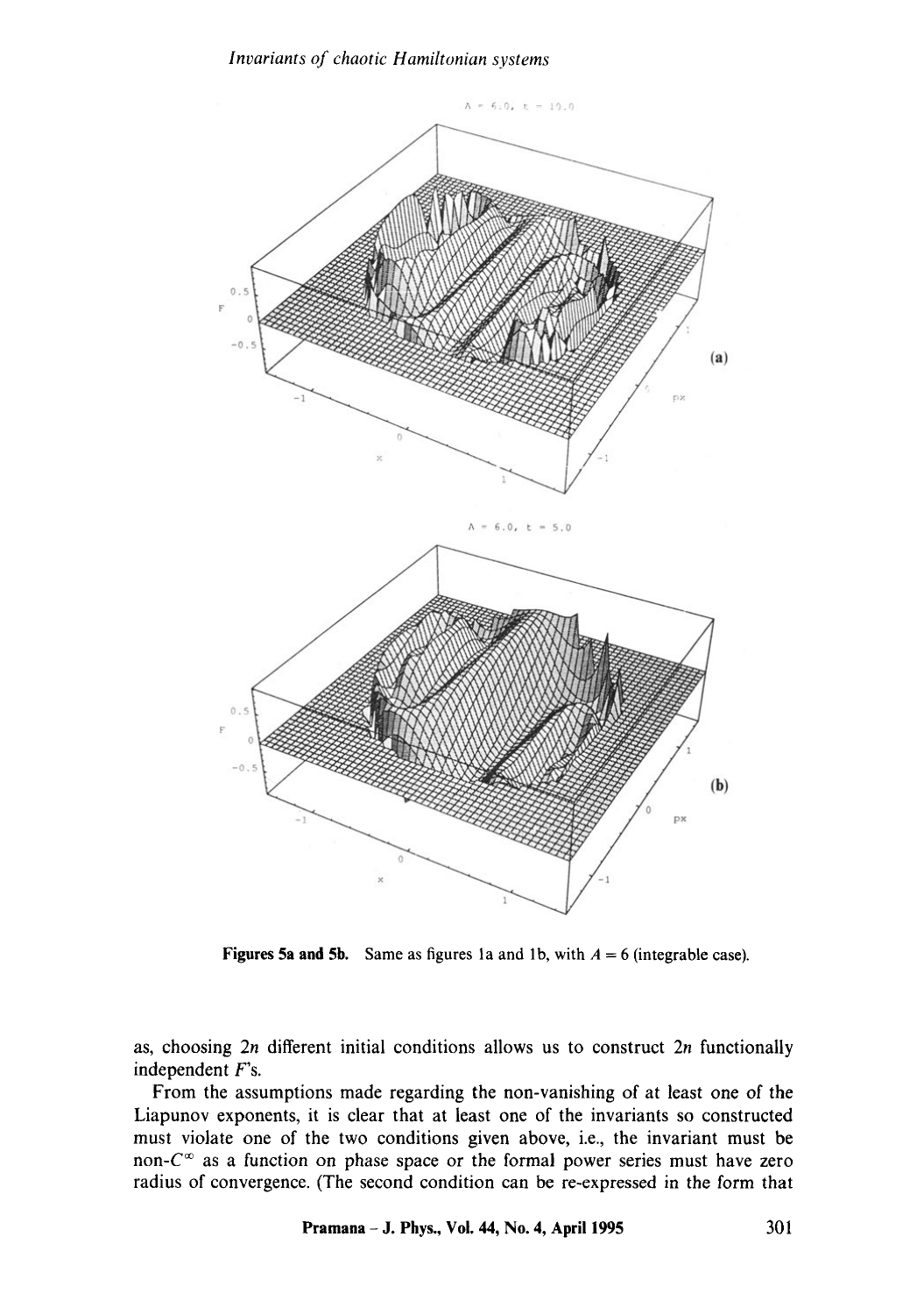Figures 5a and 5b. Same as figures 1a and 1b, with $A = 6$ (integrable case).

as, choosing $2n$ different initial conditions allows us to construct $2n$ functionally independent $F$'s.

From the assumptions made regarding the non-vanishing of at least one of the Liapunov exponents, it is clear that at least one of the invariants so constructed must violate one of the two conditions given above, i.e., the invariant must be non-$C^{\infty}$ as a function on phase space or the formal power series must have zero radius of convergence. (The second condition can be re-expressed in the form that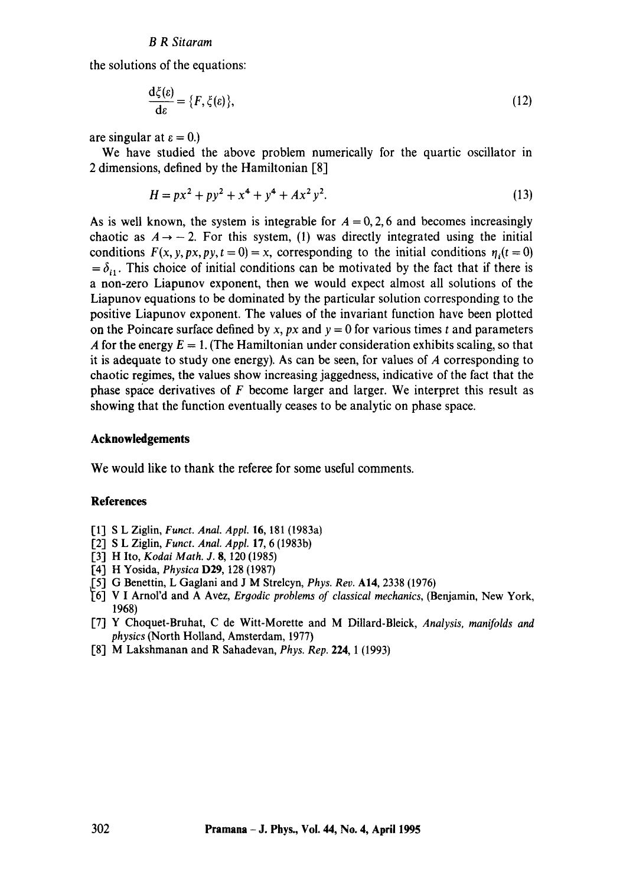the solutions of the equations:

$$\frac{d\xi(\varepsilon)}{d\varepsilon} = \{F, \xi(\varepsilon)\}, \tag{12}$$

are singular at $\varepsilon = 0$.)

We have studied the above problem numerically for the quartic oscillator in 2 dimensions, defined by the Hamiltonian [8]

$$H = px^2 + py^2 + x^4 + y^4 + Ax^2 y^2. \tag{13}$$

As is well known, the system is integrable for $A = 0, 2, 6$ and becomes increasingly chaotic as $A \to -2$. For this system, (1) was directly integrated using the initial conditions $F(x, y, px, py, t = 0) = x$, corresponding to the initial conditions $\eta_i(t = 0) = \delta_{i1}$. This choice of initial conditions can be motivated by the fact that if there is a non-zero Liapunov exponent, then we would expect almost all solutions of the Liapunov equations to be dominated by the particular solution corresponding to the positive Liapunov exponent. The values of the invariant function have been plotted on the Poincare surface defined by $x$, $px$ and $y = 0$ for various times $t$ and parameters $A$ for the energy $E = 1$. (The Hamiltonian under consideration exhibits scaling, so that it is adequate to study one energy). As can be seen, for values of $A$ corresponding to chaotic regimes, the values show increasing jaggedness, indicative of the fact that the phase space derivatives of $F$ become larger and larger. We interpret this result as showing that the function eventually ceases to be analytic on phase space.

## Acknowledgements

We would like to thank the referee for some useful comments.

## References

[1] S L Ziglin, *Funct. Anal. Appl.* **16**, 181 (1983a)
[2] S L Ziglin, *Funct. Anal. Appl.* **17**, 6 (1983b)
[3] H Ito, *Kodai Math. J.* **8**, 120 (1985)
[4] H Yosida, *Physica* **D29**, 128 (1987)
[5] G Benettin, L Gaglani and J M Strelcyn, *Phys. Rev.* **A14**, 2338 (1976)
[6] V I Arnol'd and A Avez, *Ergodic problems of classical mechanics*, (Benjamin, New York, 1968)
[7] Y Choquet-Bruhat, C de Witt-Morette and M Dillard-Bleick, *Analysis, manifolds and physics* (North Holland, Amsterdam, 1977)
[8] M Lakshmanan and R Sahadevan, *Phys. Rep.* **224**, 1 (1993)